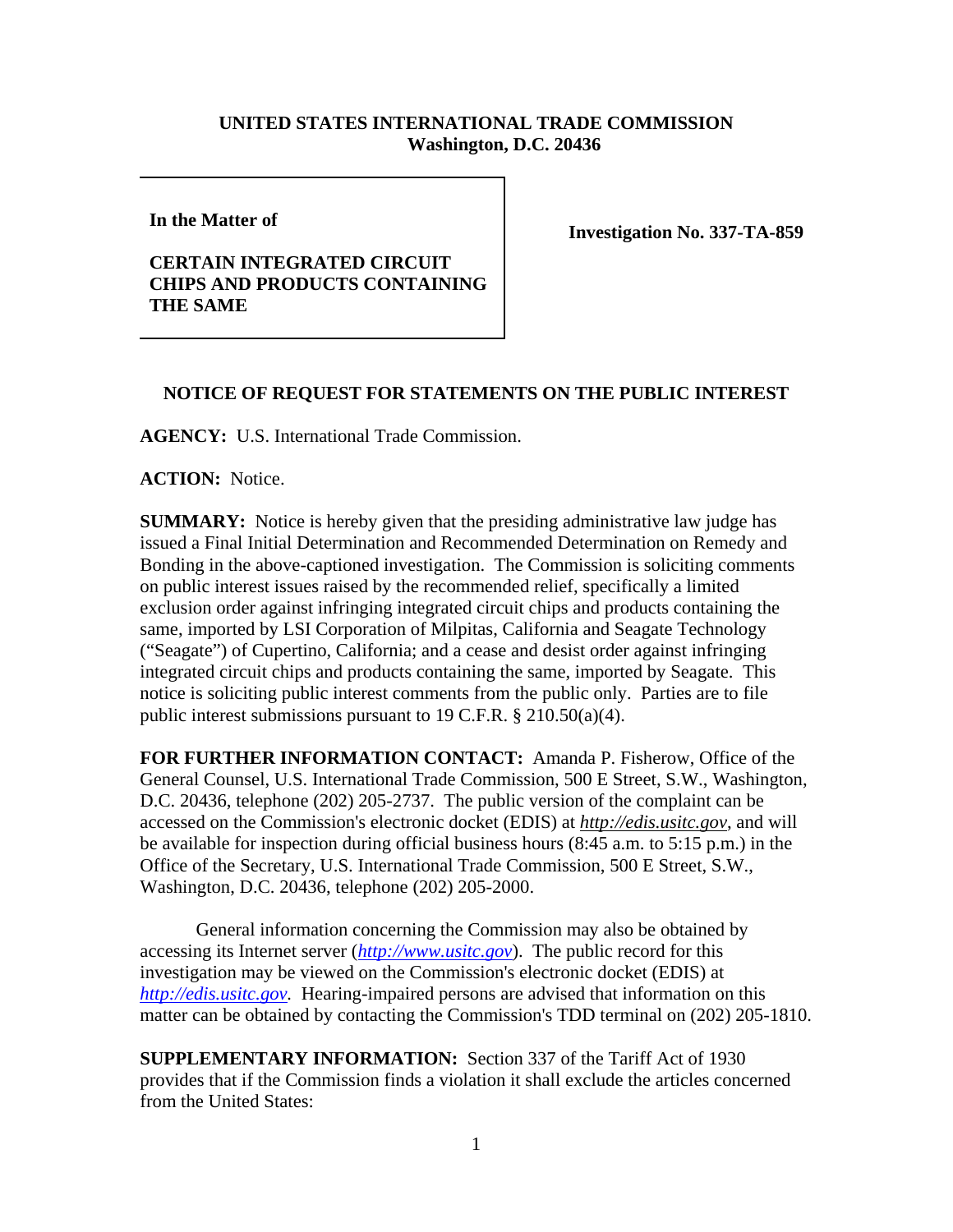**UNITED STATES INTERNATIONAL TRADE COMMISSION**
**Washington, D.C. 20436**

| **In the Matter of**<br><br>**CERTAIN INTEGRATED CIRCUIT CHIPS AND PRODUCTS CONTAINING THE SAME** | **Investigation No. 337-TA-859** |
|---|---|

**NOTICE OF REQUEST FOR STATEMENTS ON THE PUBLIC INTEREST**

**AGENCY:** U.S. International Trade Commission.

**ACTION:** Notice.

**SUMMARY:** Notice is hereby given that the presiding administrative law judge has issued a Final Initial Determination and Recommended Determination on Remedy and Bonding in the above-captioned investigation. The Commission is soliciting comments on public interest issues raised by the recommended relief, specifically a limited exclusion order against infringing integrated circuit chips and products containing the same, imported by LSI Corporation of Milpitas, California and Seagate Technology ("Seagate") of Cupertino, California; and a cease and desist order against infringing integrated circuit chips and products containing the same, imported by Seagate. This notice is soliciting public interest comments from the public only. Parties are to file public interest submissions pursuant to 19 C.F.R. § 210.50(a)(4).

**FOR FURTHER INFORMATION CONTACT:** Amanda P. Fisherow, Office of the General Counsel, U.S. International Trade Commission, 500 E Street, S.W., Washington, D.C. 20436, telephone (202) 205-2737. The public version of the complaint can be accessed on the Commission's electronic docket (EDIS) at *http://edis.usitc.gov*, and will be available for inspection during official business hours (8:45 a.m. to 5:15 p.m.) in the Office of the Secretary, U.S. International Trade Commission, 500 E Street, S.W., Washington, D.C. 20436, telephone (202) 205-2000.

General information concerning the Commission may also be obtained by accessing its Internet server (*http://www.usitc.gov*). The public record for this investigation may be viewed on the Commission's electronic docket (EDIS) at *http://edis.usitc.gov*. Hearing-impaired persons are advised that information on this matter can be obtained by contacting the Commission's TDD terminal on (202) 205-1810.

**SUPPLEMENTARY INFORMATION:** Section 337 of the Tariff Act of 1930 provides that if the Commission finds a violation it shall exclude the articles concerned from the United States: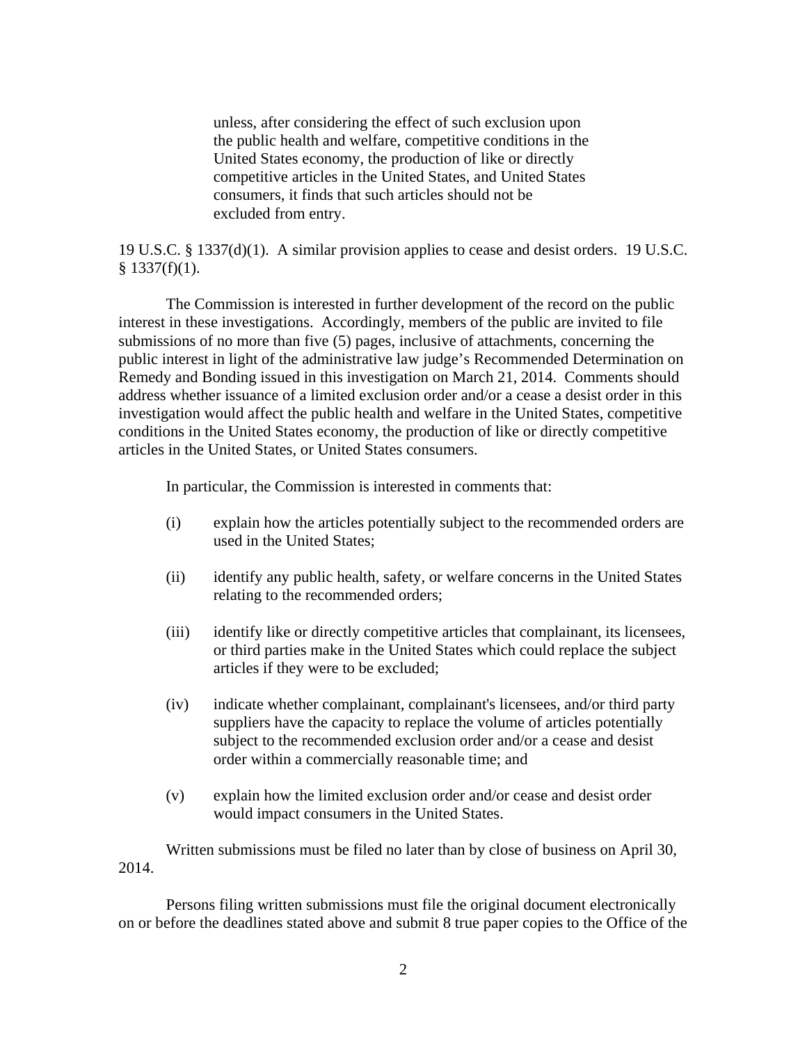> unless, after considering the effect of such exclusion upon the public health and welfare, competitive conditions in the United States economy, the production of like or directly competitive articles in the United States, and United States consumers, it finds that such articles should not be excluded from entry.

19 U.S.C. § 1337(d)(1). A similar provision applies to cease and desist orders. 19 U.S.C. § 1337(f)(1).

The Commission is interested in further development of the record on the public interest in these investigations. Accordingly, members of the public are invited to file submissions of no more than five (5) pages, inclusive of attachments, concerning the public interest in light of the administrative law judge's Recommended Determination on Remedy and Bonding issued in this investigation on March 21, 2014. Comments should address whether issuance of a limited exclusion order and/or a cease a desist order in this investigation would affect the public health and welfare in the United States, competitive conditions in the United States economy, the production of like or directly competitive articles in the United States, or United States consumers.

In particular, the Commission is interested in comments that:

(i) explain how the articles potentially subject to the recommended orders are used in the United States;

(ii) identify any public health, safety, or welfare concerns in the United States relating to the recommended orders;

(iii) identify like or directly competitive articles that complainant, its licensees, or third parties make in the United States which could replace the subject articles if they were to be excluded;

(iv) indicate whether complainant, complainant's licensees, and/or third party suppliers have the capacity to replace the volume of articles potentially subject to the recommended exclusion order and/or a cease and desist order within a commercially reasonable time; and

(v) explain how the limited exclusion order and/or cease and desist order would impact consumers in the United States.

Written submissions must be filed no later than by close of business on April 30, 2014.

Persons filing written submissions must file the original document electronically on or before the deadlines stated above and submit 8 true paper copies to the Office of the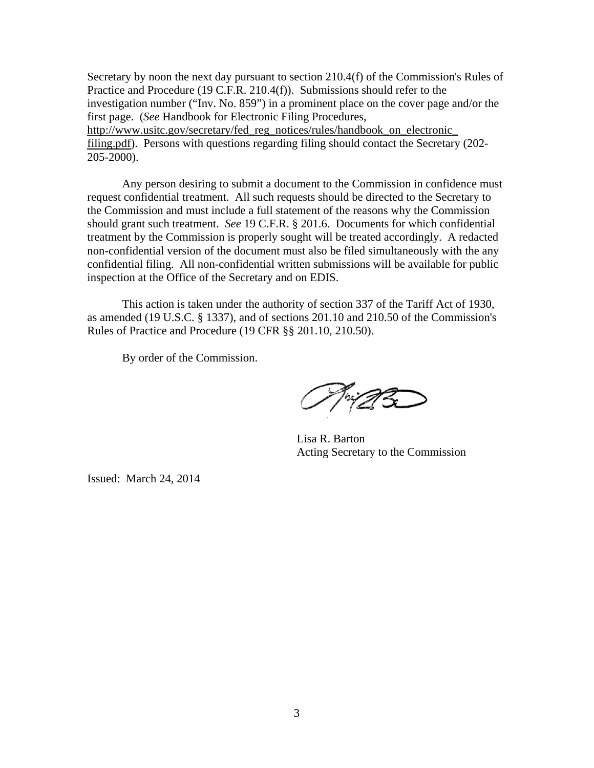Secretary by noon the next day pursuant to section 210.4(f) of the Commission's Rules of Practice and Procedure (19 C.F.R. 210.4(f)). Submissions should refer to the investigation number ("Inv. No. 859") in a prominent place on the cover page and/or the first page. (*See* Handbook for Electronic Filing Procedures, http://www.usitc.gov/secretary/fed_reg_notices/rules/handbook_on_electronic_filing.pdf). Persons with questions regarding filing should contact the Secretary (202-205-2000).

Any person desiring to submit a document to the Commission in confidence must request confidential treatment. All such requests should be directed to the Secretary to the Commission and must include a full statement of the reasons why the Commission should grant such treatment. *See* 19 C.F.R. § 201.6. Documents for which confidential treatment by the Commission is properly sought will be treated accordingly. A redacted non-confidential version of the document must also be filed simultaneously with the any confidential filing. All non-confidential written submissions will be available for public inspection at the Office of the Secretary and on EDIS.

This action is taken under the authority of section 337 of the Tariff Act of 1930, as amended (19 U.S.C. § 1337), and of sections 201.10 and 210.50 of the Commission's Rules of Practice and Procedure (19 CFR §§ 201.10, 210.50).

By order of the Commission.

Lisa R. Barton
Acting Secretary to the Commission

Issued: March 24, 2014